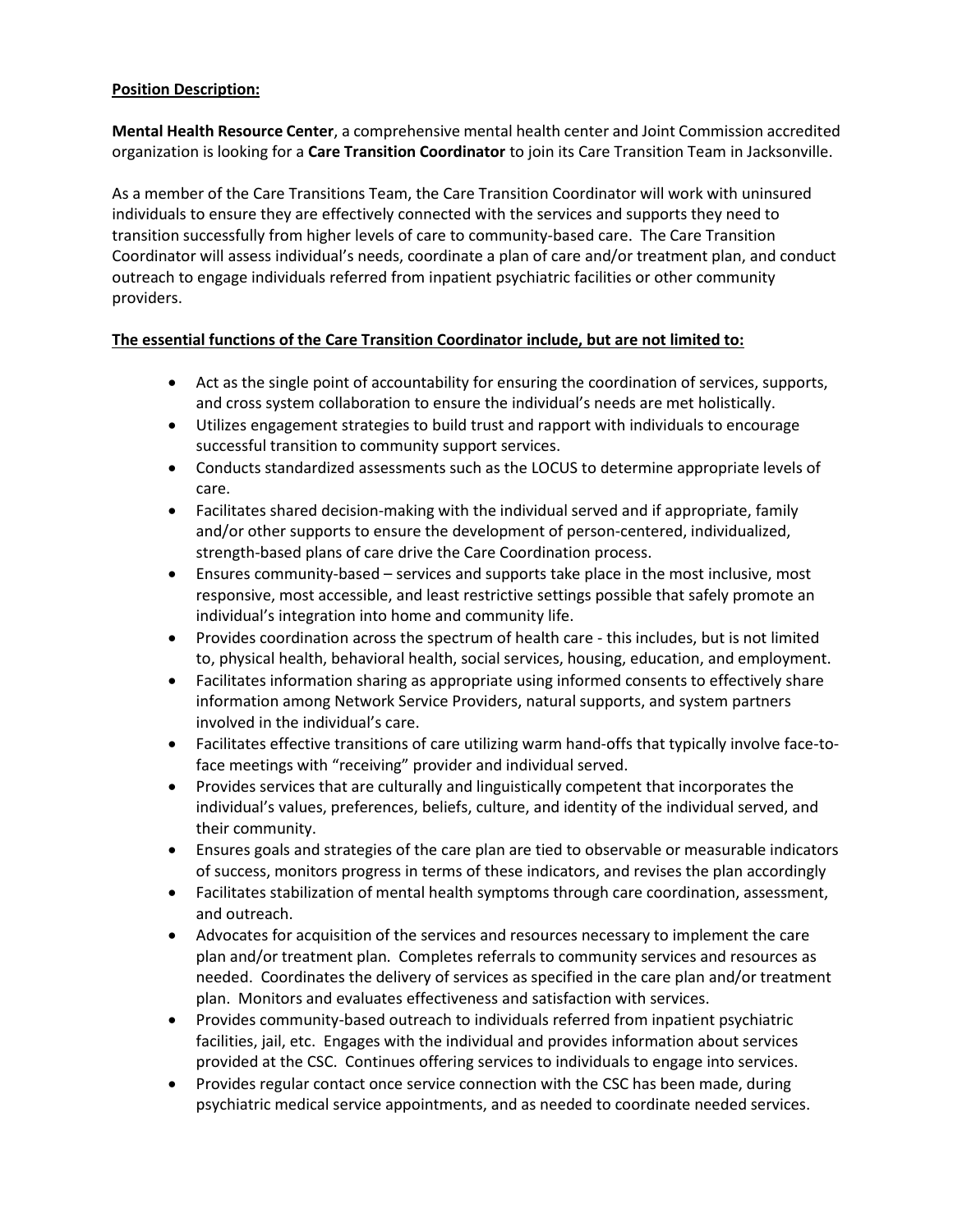**Position Description:**

**Mental Health Resource Center**, a comprehensive mental health center and Joint Commission accredited organization is looking for a **Care Transition Coordinator** to join its Care Transition Team in Jacksonville.

As a member of the Care Transitions Team, the Care Transition Coordinator will work with uninsured individuals to ensure they are effectively connected with the services and supports they need to transition successfully from higher levels of care to community-based care. The Care Transition Coordinator will assess individual's needs, coordinate a plan of care and/or treatment plan, and conduct outreach to engage individuals referred from inpatient psychiatric facilities or other community providers.

**The essential functions of the Care Transition Coordinator include, but are not limited to:**

- Act as the single point of accountability for ensuring the coordination of services, supports, and cross system collaboration to ensure the individual's needs are met holistically.
- Utilizes engagement strategies to build trust and rapport with individuals to encourage successful transition to community support services.
- Conducts standardized assessments such as the LOCUS to determine appropriate levels of care.
- Facilitates shared decision-making with the individual served and if appropriate, family and/or other supports to ensure the development of person-centered, individualized, strength-based plans of care drive the Care Coordination process.
- Ensures community-based – services and supports take place in the most inclusive, most responsive, most accessible, and least restrictive settings possible that safely promote an individual's integration into home and community life.
- Provides coordination across the spectrum of health care - this includes, but is not limited to, physical health, behavioral health, social services, housing, education, and employment.
- Facilitates information sharing as appropriate using informed consents to effectively share information among Network Service Providers, natural supports, and system partners involved in the individual's care.
- Facilitates effective transitions of care utilizing warm hand-offs that typically involve face-to-face meetings with "receiving" provider and individual served.
- Provides services that are culturally and linguistically competent that incorporates the individual's values, preferences, beliefs, culture, and identity of the individual served, and their community.
- Ensures goals and strategies of the care plan are tied to observable or measurable indicators of success, monitors progress in terms of these indicators, and revises the plan accordingly
- Facilitates stabilization of mental health symptoms through care coordination, assessment, and outreach.
- Advocates for acquisition of the services and resources necessary to implement the care plan and/or treatment plan. Completes referrals to community services and resources as needed. Coordinates the delivery of services as specified in the care plan and/or treatment plan. Monitors and evaluates effectiveness and satisfaction with services.
- Provides community-based outreach to individuals referred from inpatient psychiatric facilities, jail, etc. Engages with the individual and provides information about services provided at the CSC. Continues offering services to individuals to engage into services.
- Provides regular contact once service connection with the CSC has been made, during psychiatric medical service appointments, and as needed to coordinate needed services.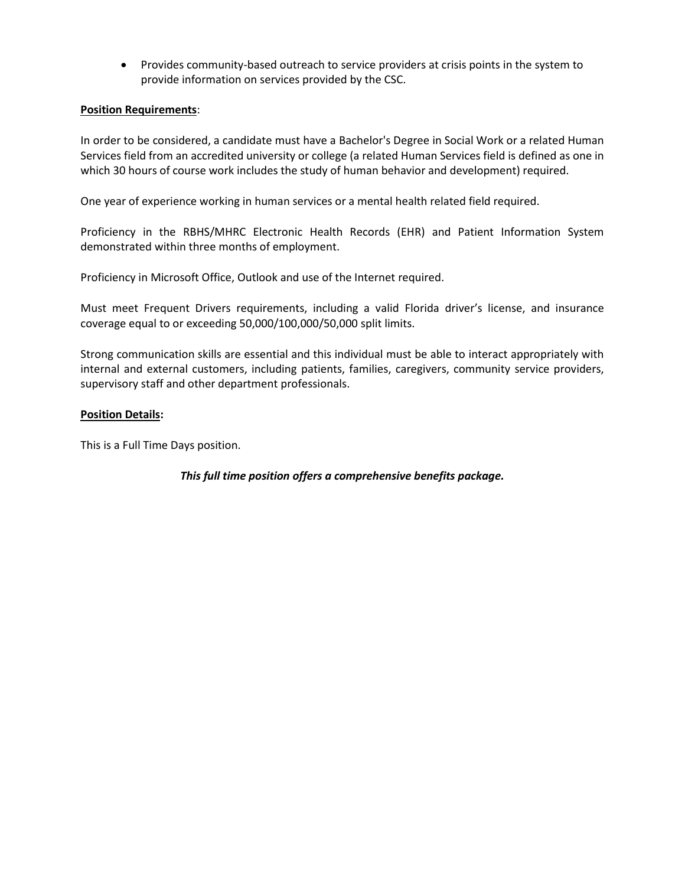- Provides community-based outreach to service providers at crisis points in the system to provide information on services provided by the CSC.

**<u>Position Requirements</u>**:

In order to be considered, a candidate must have a Bachelor's Degree in Social Work or a related Human Services field from an accredited university or college (a related Human Services field is defined as one in which 30 hours of course work includes the study of human behavior and development) required.

One year of experience working in human services or a mental health related field required.

Proficiency in the RBHS/MHRC Electronic Health Records (EHR) and Patient Information System demonstrated within three months of employment.

Proficiency in Microsoft Office, Outlook and use of the Internet required.

Must meet Frequent Drivers requirements, including a valid Florida driver's license, and insurance coverage equal to or exceeding 50,000/100,000/50,000 split limits.

Strong communication skills are essential and this individual must be able to interact appropriately with internal and external customers, including patients, families, caregivers, community service providers, supervisory staff and other department professionals.

**<u>Position Details</u>:**

This is a Full Time Days position.

***This full time position offers a comprehensive benefits package.***